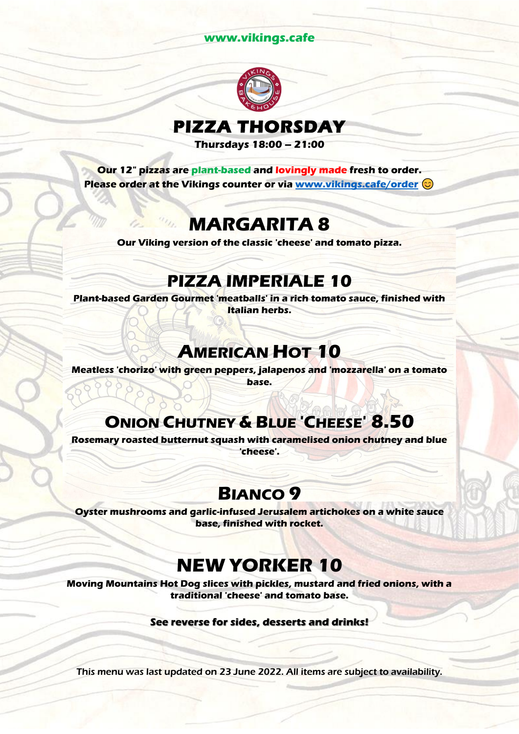www.vikings.cafe

# PIZZA THORSDAY

**Thursdays 18:00 – 21:00**

**Our 12" pizzas are plant-based and lovingly made fresh to order.**
**Please order at the Vikings counter or via [www.vikings.cafe/order](www.vikings.cafe/order) 😊**

## MARGARITA 8

**Our Viking version of the classic 'cheese' and tomato pizza.**

## PIZZA IMPERIALE 10

**Plant-based Garden Gourmet 'meatballs' in a rich tomato sauce, finished with Italian herbs.**

## AMERICAN HOT 10

**Meatless 'chorizo' with green peppers, jalapenos and 'mozzarella' on a tomato base.**

## ONION CHUTNEY & BLUE 'CHEESE' 8.50

**Rosemary roasted butternut squash with caramelised onion chutney and blue 'cheese'.**

## BIANCO 9

**Oyster mushrooms and garlic-infused Jerusalem artichokes on a white sauce base, finished with rocket.**

## NEW YORKER 10

**Moving Mountains Hot Dog slices with pickles, mustard and fried onions, with a traditional 'cheese' and tomato base.**

**See reverse for sides, desserts and drinks!**

This menu was last updated on 23 June 2022. All items are subject to availability.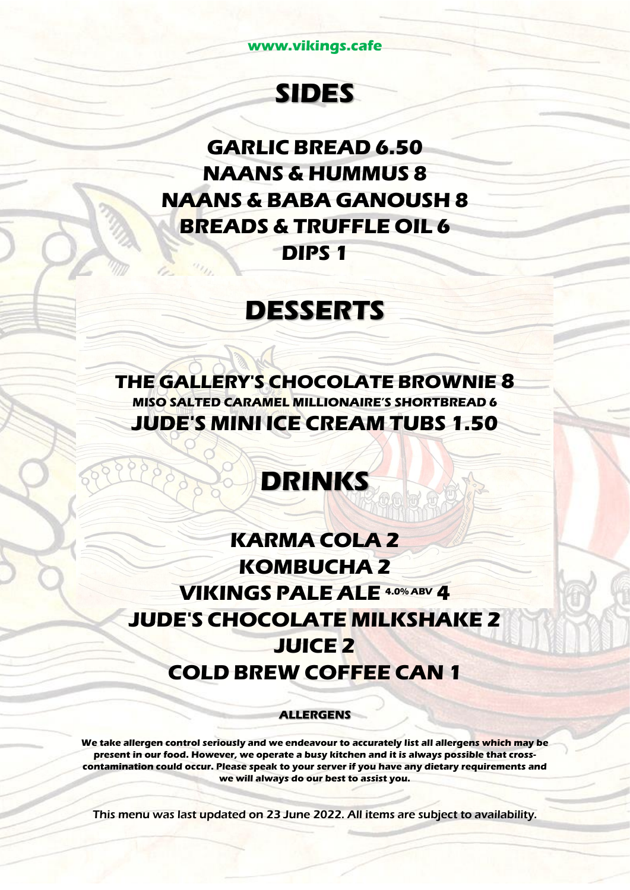www.vikings.cafe

# SIDES

**GARLIC BREAD 6.50**
**NAANS & HUMMUS 8**
**NAANS & BABA GANOUSH 8**
**BREADS & TRUFFLE OIL 6**
**DIPS 1**

# DESSERTS

**THE GALLERY'S CHOCOLATE BROWNIE 8**
**MISO SALTED CARAMEL MILLIONAIRE'S SHORTBREAD 6**
**JUDE'S MINI ICE CREAM TUBS 1.50**

# DRINKS

**KARMA COLA 2**
**KOMBUCHA 2**
**VIKINGS PALE ALE 4.0% ABV 4**
**JUDE'S CHOCOLATE MILKSHAKE 2**
**JUICE 2**
**COLD BREW COFFEE CAN 1**

### ALLERGENS

**We take allergen control seriously and we endeavour to accurately list all allergens which may be present in our food. However, we operate a busy kitchen and it is always possible that cross-contamination could occur. Please speak to your server if you have any dietary requirements and we will always do our best to assist you.**

This menu was last updated on 23 June 2022. All items are subject to availability.